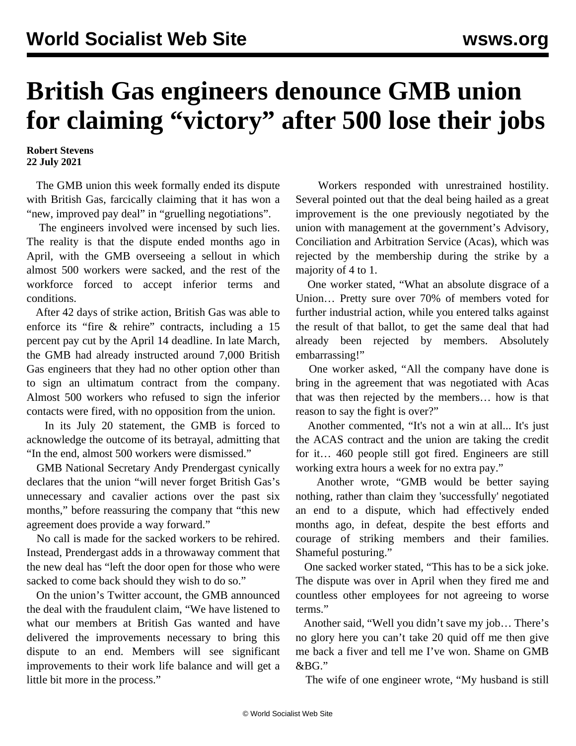# British Gas engineers denounce GMB union for claiming "victory" after 500 lose their jobs

**Robert Stevens**
**22 July 2021**

The GMB union this week formally ended its dispute with British Gas, farcically claiming that it has won a "new, improved pay deal" in "gruelling negotiations".

The engineers involved were incensed by such lies. The reality is that the dispute ended months ago in April, with the GMB overseeing a sellout in which almost 500 workers were sacked, and the rest of the workforce forced to accept inferior terms and conditions.

After 42 days of strike action, British Gas was able to enforce its "fire & rehire" contracts, including a 15 percent pay cut by the April 14 deadline. In late March, the GMB had already instructed around 7,000 British Gas engineers that they had no other option other than to sign an ultimatum contract from the company. Almost 500 workers who refused to sign the inferior contacts were fired, with no opposition from the union.

In its July 20 statement, the GMB is forced to acknowledge the outcome of its betrayal, admitting that "In the end, almost 500 workers were dismissed."

GMB National Secretary Andy Prendergast cynically declares that the union "will never forget British Gas's unnecessary and cavalier actions over the past six months," before reassuring the company that "this new agreement does provide a way forward."

No call is made for the sacked workers to be rehired. Instead, Prendergast adds in a throwaway comment that the new deal has "left the door open for those who were sacked to come back should they wish to do so."

On the union's Twitter account, the GMB announced the deal with the fraudulent claim, "We have listened to what our members at British Gas wanted and have delivered the improvements necessary to bring this dispute to an end. Members will see significant improvements to their work life balance and will get a little bit more in the process."

Workers responded with unrestrained hostility. Several pointed out that the deal being hailed as a great improvement is the one previously negotiated by the union with management at the government's Advisory, Conciliation and Arbitration Service (Acas), which was rejected by the membership during the strike by a majority of 4 to 1.

One worker stated, "What an absolute disgrace of a Union… Pretty sure over 70% of members voted for further industrial action, while you entered talks against the result of that ballot, to get the same deal that had already been rejected by members. Absolutely embarrassing!"

One worker asked, "All the company have done is bring in the agreement that was negotiated with Acas that was then rejected by the members… how is that reason to say the fight is over?"

Another commented, "It's not a win at all... It's just the ACAS contract and the union are taking the credit for it… 460 people still got fired. Engineers are still working extra hours a week for no extra pay."

Another wrote, "GMB would be better saying nothing, rather than claim they 'successfully' negotiated an end to a dispute, which had effectively ended months ago, in defeat, despite the best efforts and courage of striking members and their families. Shameful posturing."

One sacked worker stated, "This has to be a sick joke. The dispute was over in April when they fired me and countless other employees for not agreeing to worse terms."

Another said, "Well you didn't save my job… There's no glory here you can't take 20 quid off me then give me back a fiver and tell me I've won. Shame on GMB &BG."

The wife of one engineer wrote, "My husband is still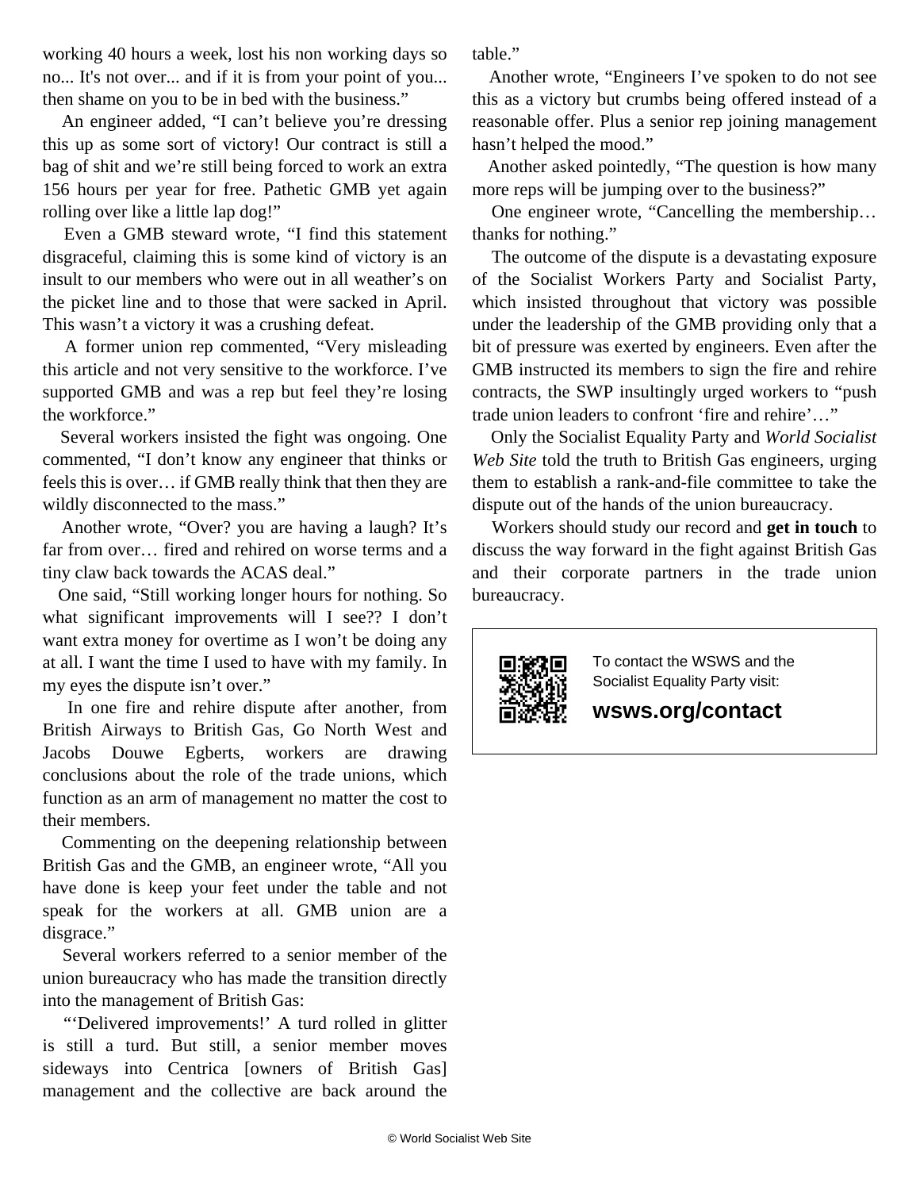working 40 hours a week, lost his non working days so no... It's not over... and if it is from your point of you... then shame on you to be in bed with the business."

An engineer added, "I can't believe you're dressing this up as some sort of victory! Our contract is still a bag of shit and we're still being forced to work an extra 156 hours per year for free. Pathetic GMB yet again rolling over like a little lap dog!"

Even a GMB steward wrote, "I find this statement disgraceful, claiming this is some kind of victory is an insult to our members who were out in all weather's on the picket line and to those that were sacked in April. This wasn't a victory it was a crushing defeat.

A former union rep commented, "Very misleading this article and not very sensitive to the workforce. I've supported GMB and was a rep but feel they're losing the workforce."

Several workers insisted the fight was ongoing. One commented, "I don't know any engineer that thinks or feels this is over… if GMB really think that then they are wildly disconnected to the mass."

Another wrote, "Over? you are having a laugh? It's far from over… fired and rehired on worse terms and a tiny claw back towards the ACAS deal."

One said, "Still working longer hours for nothing. So what significant improvements will I see?? I don't want extra money for overtime as I won't be doing any at all. I want the time I used to have with my family. In my eyes the dispute isn't over."

In one fire and rehire dispute after another, from British Airways to British Gas, Go North West and Jacobs Douwe Egberts, workers are drawing conclusions about the role of the trade unions, which function as an arm of management no matter the cost to their members.

Commenting on the deepening relationship between British Gas and the GMB, an engineer wrote, "All you have done is keep your feet under the table and not speak for the workers at all. GMB union are a disgrace."

Several workers referred to a senior member of the union bureaucracy who has made the transition directly into the management of British Gas:

"'Delivered improvements!' A turd rolled in glitter is still a turd. But still, a senior member moves sideways into Centrica [owners of British Gas] management and the collective are back around the table."

Another wrote, "Engineers I've spoken to do not see this as a victory but crumbs being offered instead of a reasonable offer. Plus a senior rep joining management hasn't helped the mood."

Another asked pointedly, "The question is how many more reps will be jumping over to the business?"

One engineer wrote, "Cancelling the membership… thanks for nothing."

The outcome of the dispute is a devastating exposure of the Socialist Workers Party and Socialist Party, which insisted throughout that victory was possible under the leadership of the GMB providing only that a bit of pressure was exerted by engineers. Even after the GMB instructed its members to sign the fire and rehire contracts, the SWP insultingly urged workers to "push trade union leaders to confront 'fire and rehire'…"

Only the Socialist Equality Party and *World Socialist Web Site* told the truth to British Gas engineers, urging them to establish a rank-and-file committee to take the dispute out of the hands of the union bureaucracy.

Workers should study our record and **get in touch** to discuss the way forward in the fight against British Gas and their corporate partners in the trade union bureaucracy.

To contact the WSWS and the Socialist Equality Party visit:

**wsws.org/contact**